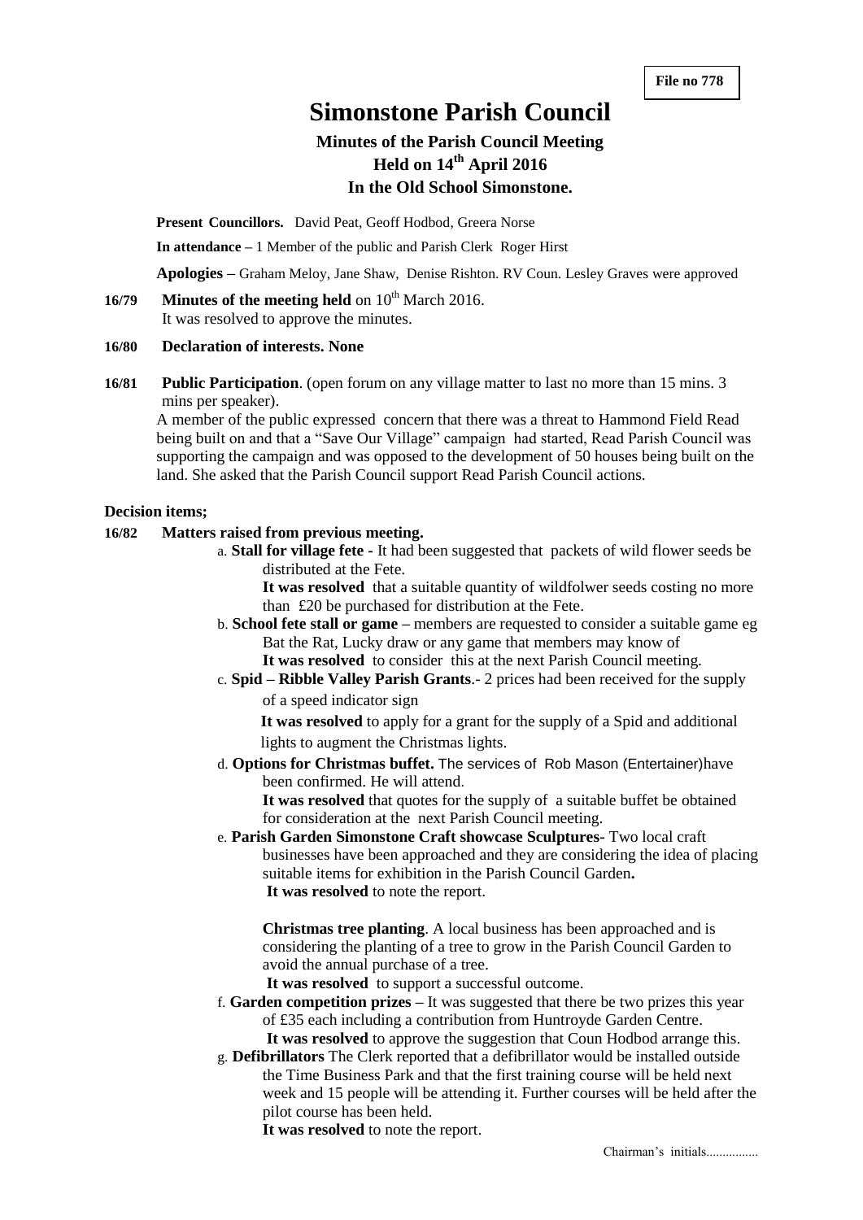File no 778

# Simonstone Parish Council

## Minutes of the Parish Council Meeting
## Held on 14th April 2016
## In the Old School Simonstone.

**Present Councillors.** David Peat, Geoff Hodbod, Greera Norse

**In attendance –** 1 Member of the public and Parish Clerk Roger Hirst

**Apologies –** Graham Meloy, Jane Shaw, Denise Rishton. RV Coun. Lesley Graves were approved

**16/79 Minutes of the meeting held** on 10th March 2016.
It was resolved to approve the minutes.

**16/80 Declaration of interests. None**

**16/81 Public Participation**. (open forum on any village matter to last no more than 15 mins. 3 mins per speaker).
A member of the public expressed concern that there was a threat to Hammond Field Read being built on and that a "Save Our Village" campaign had started, Read Parish Council was supporting the campaign and was opposed to the development of 50 houses being built on the land. She asked that the Parish Council support Read Parish Council actions.

**Decision items;**

**16/82 Matters raised from previous meeting.**

a. **Stall for village fete -** It had been suggested that packets of wild flower seeds be distributed at the Fete.
**It was resolved** that a suitable quantity of wildfolwer seeds costing no more than £20 be purchased for distribution at the Fete.

b. **School fete stall or game –** members are requested to consider a suitable game eg Bat the Rat, Lucky draw or any game that members may know of
**It was resolved** to consider this at the next Parish Council meeting.

c. **Spid – Ribble Valley Parish Grants**.- 2 prices had been received for the supply of a speed indicator sign
**It was resolved** to apply for a grant for the supply of a Spid and additional lights to augment the Christmas lights.

d. **Options for Christmas buffet.** The services of Rob Mason (Entertainer)have been confirmed. He will attend.
**It was resolved** that quotes for the supply of a suitable buffet be obtained for consideration at the next Parish Council meeting.

e. **Parish Garden Simonstone Craft showcase Sculptures-** Two local craft businesses have been approached and they are considering the idea of placing suitable items for exhibition in the Parish Council Garden**.**
**It was resolved** to note the report.

**Christmas tree planting**. A local business has been approached and is considering the planting of a tree to grow in the Parish Council Garden to avoid the annual purchase of a tree.
**It was resolved** to support a successful outcome.

f. **Garden competition prizes –** It was suggested that there be two prizes this year of £35 each including a contribution from Huntroyde Garden Centre.
**It was resolved** to approve the suggestion that Coun Hodbod arrange this.

g. **Defibrillators** The Clerk reported that a defibrillator would be installed outside the Time Business Park and that the first training course will be held next week and 15 people will be attending it. Further courses will be held after the pilot course has been held.
**It was resolved** to note the report.

Chairman's initials................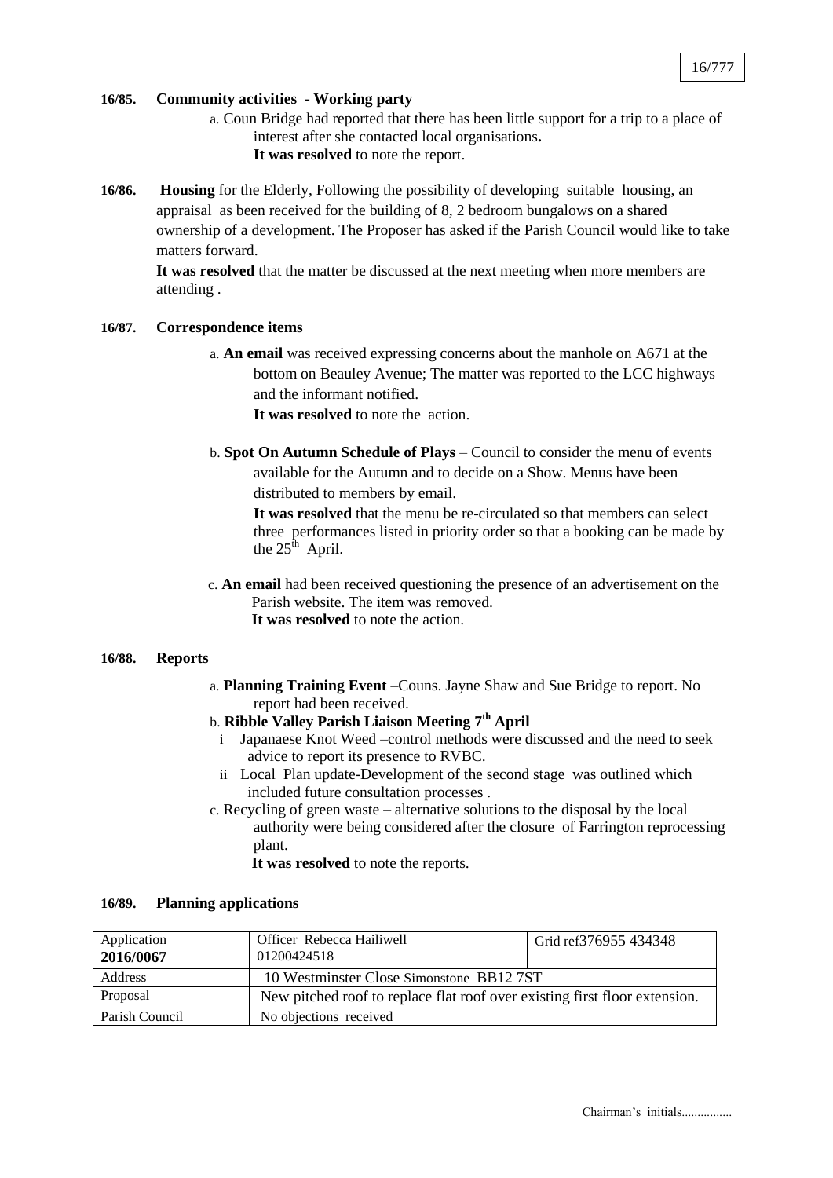**16/85. Community activities - Working party**

a. Coun Bridge had reported that there has been little support for a trip to a place of interest after she contacted local organisations**.**
**It was resolved** to note the report.

**16/86. Housing** for the Elderly, Following the possibility of developing suitable housing, an appraisal as been received for the building of 8, 2 bedroom bungalows on a shared ownership of a development. The Proposer has asked if the Parish Council would like to take matters forward.

**It was resolved** that the matter be discussed at the next meeting when more members are attending .

**16/87. Correspondence items**

a. **An email** was received expressing concerns about the manhole on A671 at the bottom on Beauley Avenue; The matter was reported to the LCC highways and the informant notified.
**It was resolved** to note the action.

b. **Spot On Autumn Schedule of Plays** – Council to consider the menu of events available for the Autumn and to decide on a Show. Menus have been distributed to members by email.
**It was resolved** that the menu be re-circulated so that members can select three performances listed in priority order so that a booking can be made by the 25th April.

c. **An email** had been received questioning the presence of an advertisement on the Parish website. The item was removed.
**It was resolved** to note the action.

**16/88. Reports**

a. **Planning Training Event** –Couns. Jayne Shaw and Sue Bridge to report. No report had been received.

b. **Ribble Valley Parish Liaison Meeting 7th April**
   i Japanaese Knot Weed –control methods were discussed and the need to seek advice to report its presence to RVBC.
   ii Local Plan update-Development of the second stage was outlined which included future consultation processes .

c. Recycling of green waste – alternative solutions to the disposal by the local authority were being considered after the closure of Farrington reprocessing plant.
**It was resolved** to note the reports.

**16/89. Planning applications**

| Application **2016/0067** | Officer Rebecca Hailiwell 01200424518 | Grid ref376955 434348 |
|---|---|---|
| Address | 10 Westminster Close Simonstone BB12 7ST | |
| Proposal | New pitched roof to replace flat roof over existing first floor extension. | |
| Parish Council | No objections received | |

Chairman's initials................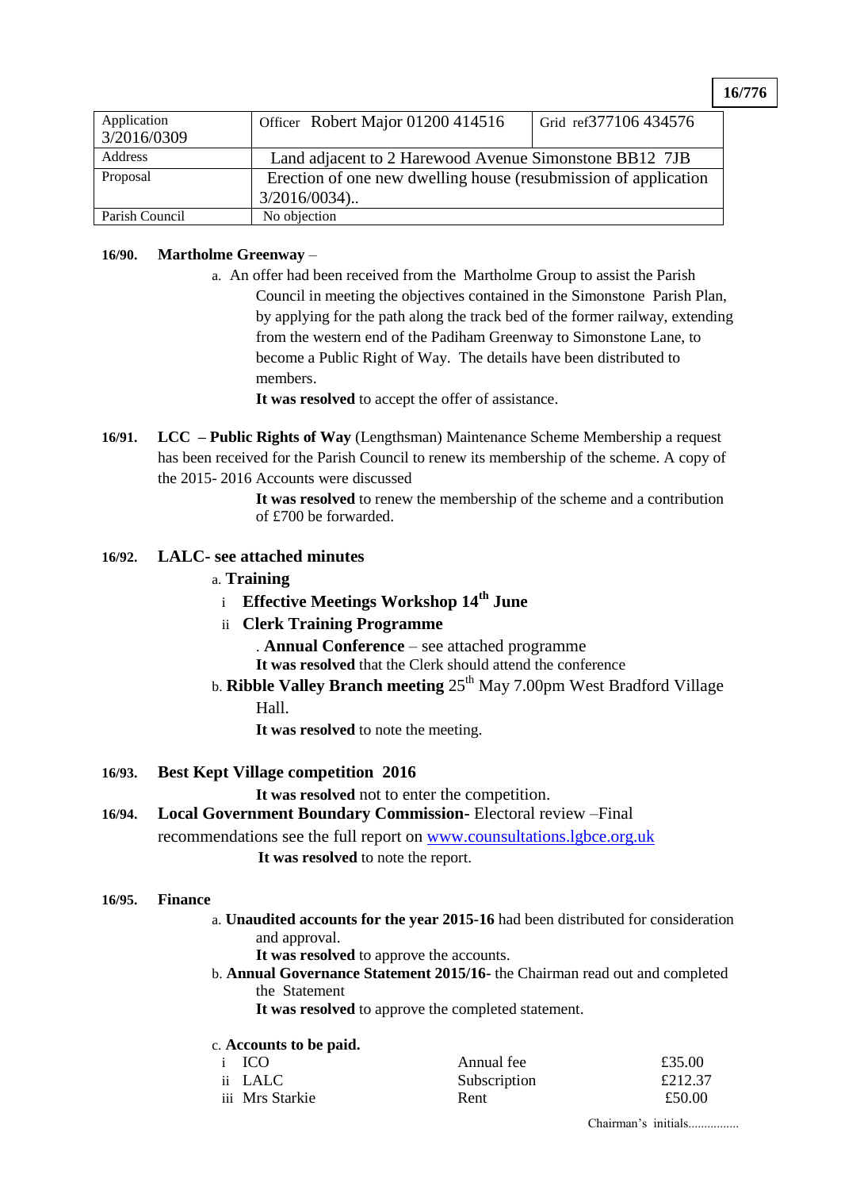**16/776**

| Application 3/2016/0309 | Officer Robert Major 01200 414516 | Grid ref377106 434576 |
|---|---|---|
| Address | Land adjacent to 2 Harewood Avenue Simonstone BB12 7JB | |
| Proposal | Erection of one new dwelling house (resubmission of application 3/2016/0034).. | |
| Parish Council | No objection | |

**16/90. Martholme Greenway** –

a. An offer had been received from the Martholme Group to assist the Parish Council in meeting the objectives contained in the Simonstone Parish Plan, by applying for the path along the track bed of the former railway, extending from the western end of the Padiham Greenway to Simonstone Lane, to become a Public Right of Way. The details have been distributed to members.

**It was resolved** to accept the offer of assistance.

**16/91. LCC – Public Rights of Way** (Lengthsman) Maintenance Scheme Membership a request has been received for the Parish Council to renew its membership of the scheme. A copy of the 2015- 2016 Accounts were discussed

**It was resolved** to renew the membership of the scheme and a contribution of £700 be forwarded.

**16/92. LALC- see attached minutes**

a. **Training**

i **Effective Meetings Workshop 14th June**

ii **Clerk Training Programme**

. **Annual Conference** – see attached programme

**It was resolved** that the Clerk should attend the conference

b. **Ribble Valley Branch meeting** 25th May 7.00pm West Bradford Village Hall.

**It was resolved** to note the meeting.

**16/93. Best Kept Village competition 2016**

**It was resolved** not to enter the competition.

**16/94. Local Government Boundary Commission-** Electoral review –Final recommendations see the full report on www.counsultations.lgbce.org.uk

**It was resolved** to note the report.

**16/95. Finance**

a. **Unaudited accounts for the year 2015-16** had been distributed for consideration and approval.

**It was resolved** to approve the accounts.

b. **Annual Governance Statement 2015/16-** the Chairman read out and completed the Statement

**It was resolved** to approve the completed statement.

c. **Accounts to be paid.**

| | | |
|---|---|---|
| i ICO | Annual fee | £35.00 |
| ii LALC | Subscription | £212.37 |
| iii Mrs Starkie | Rent | £50.00 |

Chairman's initials................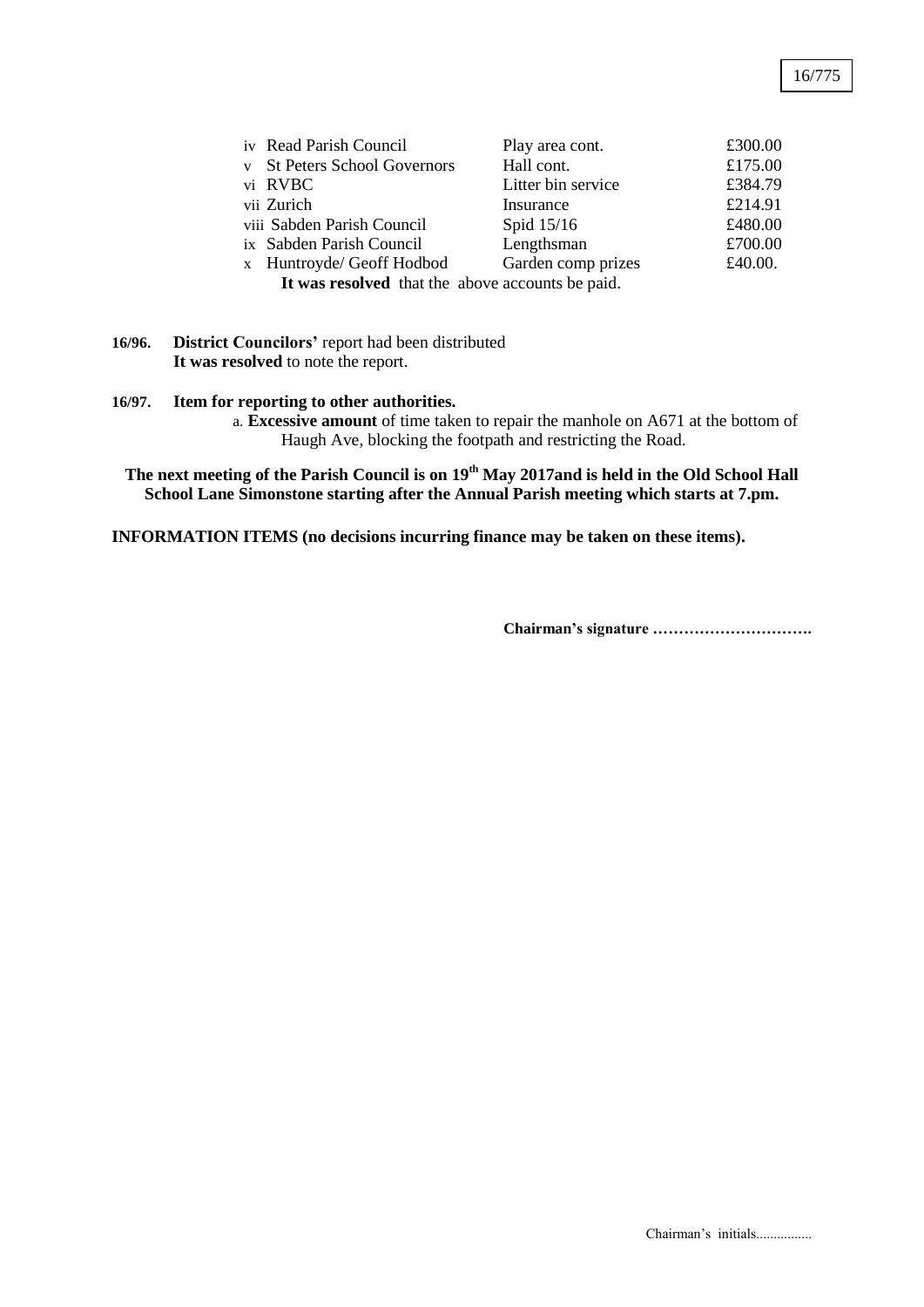| | | |
|---|---|---|
| iv Read Parish Council | Play area cont. | £300.00 |
| v St Peters School Governors | Hall cont. | £175.00 |
| vi RVBC | Litter bin service | £384.79 |
| vii Zurich | Insurance | £214.91 |
| viii Sabden Parish Council | Spid 15/16 | £480.00 |
| ix Sabden Parish Council | Lengthsman | £700.00 |
| x Huntroyde/ Geoff Hodbod | Garden comp prizes | £40.00. |

**It was resolved** that the above accounts be paid.

**16/96. District Councilors'** report had been distributed
**It was resolved** to note the report.

**16/97. Item for reporting to other authorities.**

a. **Excessive amount** of time taken to repair the manhole on A671 at the bottom of Haugh Ave, blocking the footpath and restricting the Road.

**The next meeting of the Parish Council is on 19th May 2017and is held in the Old School Hall School Lane Simonstone starting after the Annual Parish meeting which starts at 7.pm.**

**INFORMATION ITEMS (no decisions incurring finance may be taken on these items).**

**Chairman's signature ………………………….**

Chairman's initials................